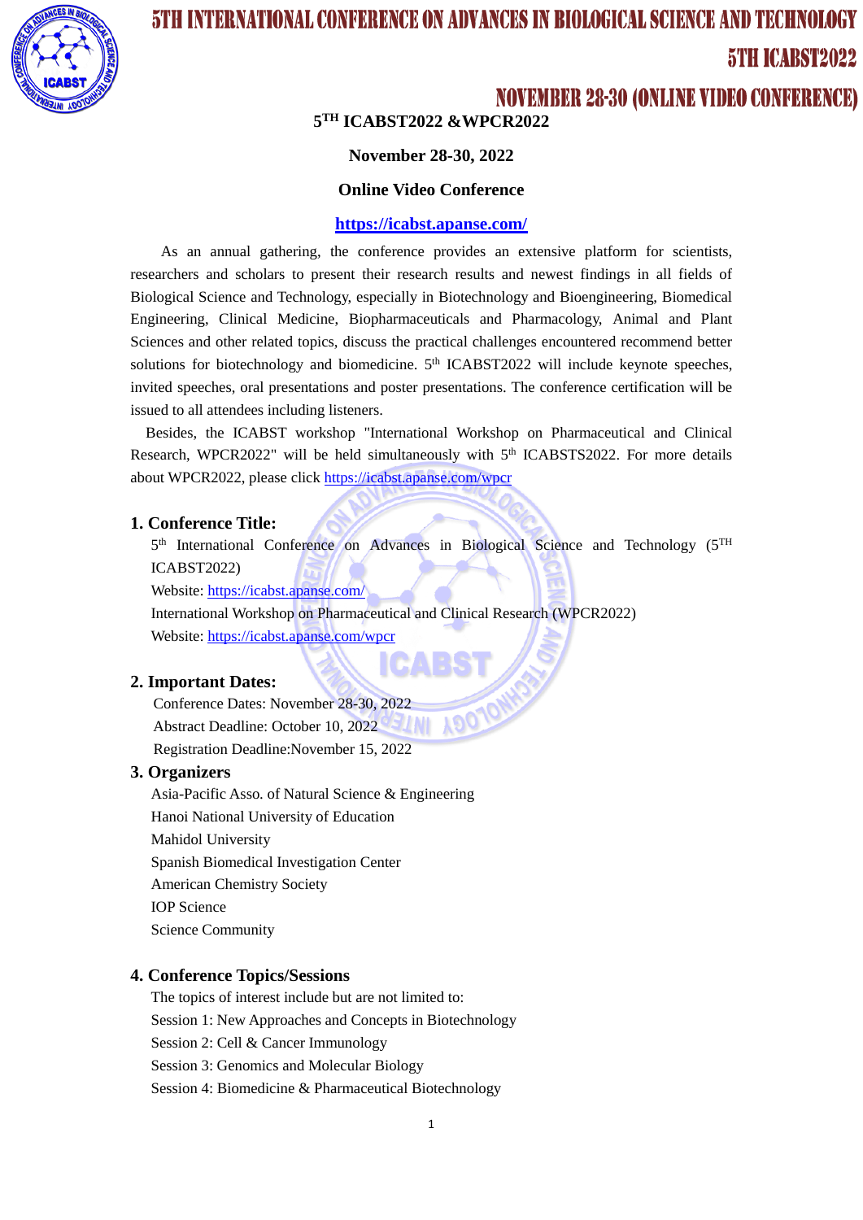# 5TH ICABST2022 &WPCR2022

**November 28-30, 2022**

**Online Video Conference**

**https://icabst.apanse.com/**

As an annual gathering, the conference provides an extensive platform for scientists, researchers and scholars to present their research results and newest findings in all fields of Biological Science and Technology, especially in Biotechnology and Bioengineering, Biomedical Engineering, Clinical Medicine, Biopharmaceuticals and Pharmacology, Animal and Plant Sciences and other related topics, discuss the practical challenges encountered recommend better solutions for biotechnology and biomedicine. 5th ICABST2022 will include keynote speeches, invited speeches, oral presentations and poster presentations. The conference certification will be issued to all attendees including listeners.

Besides, the ICABST workshop "International Workshop on Pharmaceutical and Clinical Research, WPCR2022" will be held simultaneously with 5th ICABSTS2022. For more details about WPCR2022, please click https://icabst.apanse.com/wpcr

## 1. Conference Title:

5th International Conference on Advances in Biological Science and Technology (5TH ICABST2022)

Website: https://icabst.apanse.com/

International Workshop on Pharmaceutical and Clinical Research (WPCR2022)

Website: https://icabst.apanse.com/wpcr

## 2. Important Dates:

Conference Dates: November 28-30, 2022

Abstract Deadline: October 10, 2022

Registration Deadline:November 15, 2022

## 3. Organizers

Asia-Pacific Asso. of Natural Science & Engineering

Hanoi National University of Education

Mahidol University

Spanish Biomedical Investigation Center

American Chemistry Society

IOP Science

Science Community

## 4. Conference Topics/Sessions

The topics of interest include but are not limited to:

Session 1: New Approaches and Concepts in Biotechnology

Session 2: Cell & Cancer Immunology

Session 3: Genomics and Molecular Biology

Session 4: Biomedicine & Pharmaceutical Biotechnology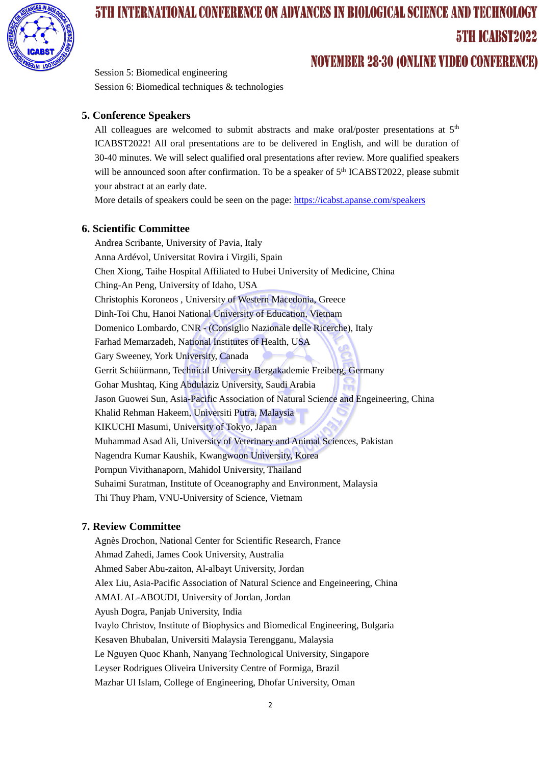Session 5: Biomedical engineering

Session 6: Biomedical techniques & technologies

## 5. Conference Speakers

All colleagues are welcomed to submit abstracts and make oral/poster presentations at 5th ICABST2022! All oral presentations are to be delivered in English, and will be duration of 30-40 minutes. We will select qualified oral presentations after review. More qualified speakers will be announced soon after confirmation. To be a speaker of 5th ICABST2022, please submit your abstract at an early date.

More details of speakers could be seen on the page: https://icabst.apanse.com/speakers

## 6. Scientific Committee

Andrea Scribante, University of Pavia, Italy
Anna Ardévol, Universitat Rovira i Virgili, Spain
Chen Xiong, Taihe Hospital Affiliated to Hubei University of Medicine, China
Ching-An Peng, University of Idaho, USA
Christophis Koroneos , University of Western Macedonia, Greece
Dinh-Toi Chu, Hanoi National University of Education, Vietnam
Domenico Lombardo, CNR - (Consiglio Nazionale delle Ricerche), Italy
Farhad Memarzadeh, National Institutes of Health, USA
Gary Sweeney, York University, Canada
Gerrit Schüürmann, Technical University Bergakademie Freiberg, Germany
Gohar Mushtaq, King Abdulaziz University, Saudi Arabia
Jason Guowei Sun, Asia-Pacific Association of Natural Science and Engeineering, China
Khalid Rehman Hakeem, Universiti Putra, Malaysia
KIKUCHI Masumi, University of Tokyo, Japan
Muhammad Asad Ali, University of Veterinary and Animal Sciences, Pakistan
Nagendra Kumar Kaushik, Kwangwoon University, Korea
Pornpun Vivithanaporn, Mahidol University, Thailand
Suhaimi Suratman, Institute of Oceanography and Environment, Malaysia
Thi Thuy Pham, VNU-University of Science, Vietnam

## 7. Review Committee

Agnès Drochon, National Center for Scientific Research, France
Ahmad Zahedi, James Cook University, Australia
Ahmed Saber Abu-zaiton, Al-albayt University, Jordan
Alex Liu, Asia-Pacific Association of Natural Science and Engeineering, China
AMAL AL-ABOUDI, University of Jordan, Jordan
Ayush Dogra, Panjab University, India
Ivaylo Christov, Institute of Biophysics and Biomedical Engineering, Bulgaria
Kesaven Bhubalan, Universiti Malaysia Terengganu, Malaysia
Le Nguyen Quoc Khanh, Nanyang Technological University, Singapore
Leyser Rodrigues Oliveira University Centre of Formiga, Brazil
Mazhar Ul Islam, College of Engineering, Dhofar University, Oman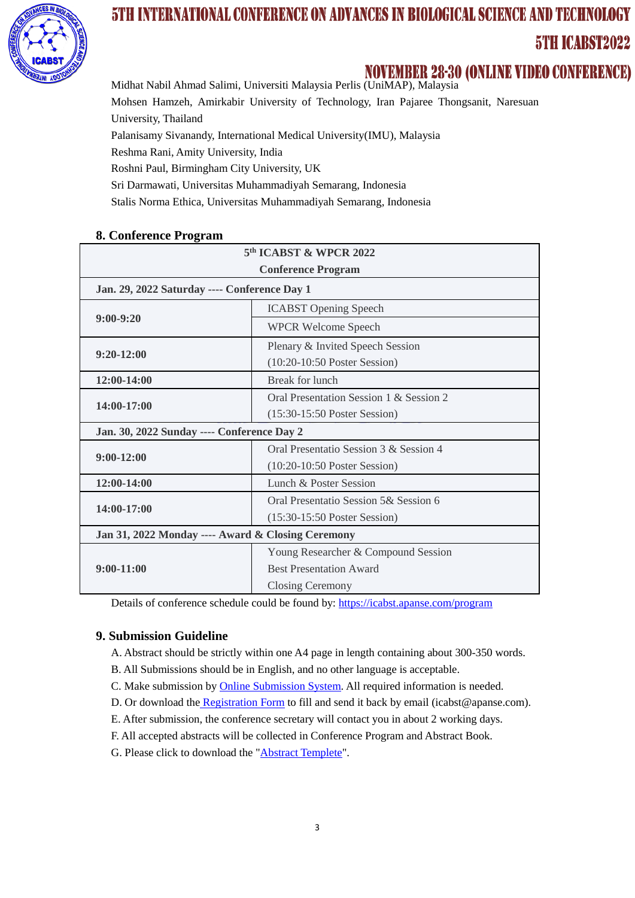Midhat Nabil Ahmad Salimi, Universiti Malaysia Perlis (UniMAP), Malaysia

Mohsen Hamzeh, Amirkabir University of Technology, Iran Pajaree Thongsanit, Naresuan University, Thailand

Palanisamy Sivanandy, International Medical University(IMU), Malaysia

Reshma Rani, Amity University, India

Roshni Paul, Birmingham City University, UK

Sri Darmawati, Universitas Muhammadiyah Semarang, Indonesia

Stalis Norma Ethica, Universitas Muhammadiyah Semarang, Indonesia

## 8. Conference Program

| 5th ICABST & WPCR 2022 Conference Program | |
|---|---|
| **Jan. 29, 2022 Saturday ---- Conference Day 1** | |
| **9:00-9:20** | ICABST Opening Speech |
| | WPCR Welcome Speech |
| **9:20-12:00** | Plenary & Invited Speech Session (10:20-10:50 Poster Session) |
| **12:00-14:00** | Break for lunch |
| **14:00-17:00** | Oral Presentation Session 1 & Session 2 (15:30-15:50 Poster Session) |
| **Jan. 30, 2022 Sunday ---- Conference Day 2** | |
| **9:00-12:00** | Oral Presentatio Session 3 & Session 4 (10:20-10:50 Poster Session) |
| **12:00-14:00** | Lunch & Poster Session |
| **14:00-17:00** | Oral Presentatio Session 5& Session 6 (15:30-15:50 Poster Session) |
| **Jan 31, 2022 Monday ---- Award & Closing Ceremony** | |
| **9:00-11:00** | Young Researcher & Compound Session<br>Best Presentation Award<br>Closing Ceremony |

Details of conference schedule could be found by: https://icabst.apanse.com/program

## 9. Submission Guideline

A. Abstract should be strictly within one A4 page in length containing about 300-350 words.

B. All Submissions should be in English, and no other language is acceptable.

C. Make submission by Online Submission System. All required information is needed.

D. Or download the Registration Form to fill and send it back by email (icabst@apanse.com).

E. After submission, the conference secretary will contact you in about 2 working days.

F. All accepted abstracts will be collected in Conference Program and Abstract Book.

G. Please click to download the "Abstract Templete".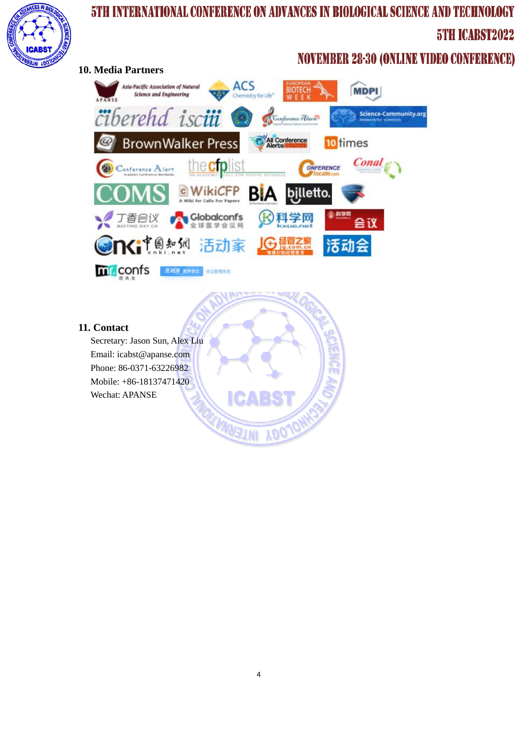## 10. Media Partners

## 11. Contact

Secretary: Jason Sun, Alex Liu

Email: icabst@apanse.com

Phone: 86-0371-63226982

Mobile: +86-18137471420

Wechat: APANSE